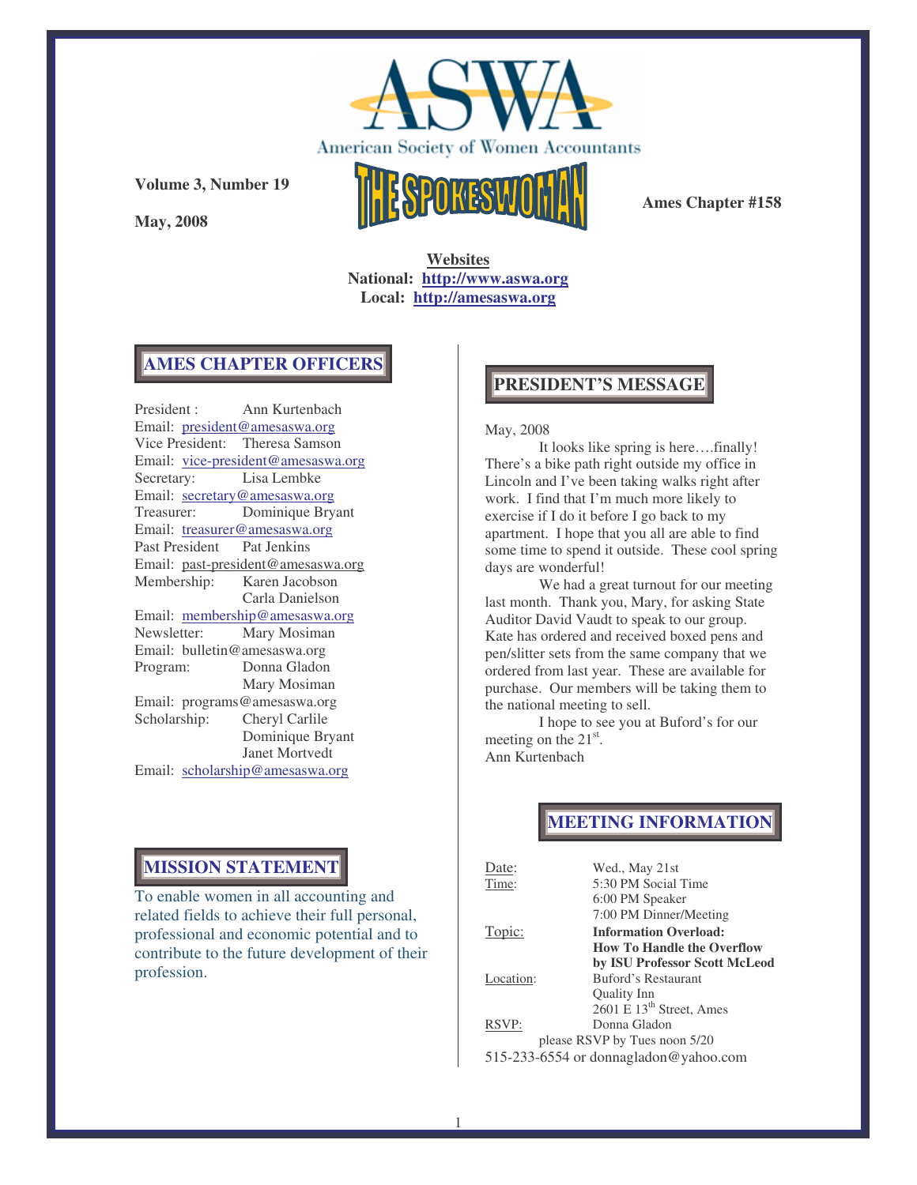# ASWA

American Society of Women Accountants

**Volume 3, Number 19**

**May, 2008**

# THE SPOKESWOMAN

**Ames Chapter #158**

**Websites**
**National: http://www.aswa.org**
**Local: http://amesaswa.org**

## AMES CHAPTER OFFICERS

President : Ann Kurtenbach
Email: president@amesaswa.org
Vice President: Theresa Samson
Email: vice-president@amesaswa.org
Secretary: Lisa Lembke
Email: secretary@amesaswa.org
Treasurer: Dominique Bryant
Email: treasurer@amesaswa.org
Past President Pat Jenkins
Email: past-president@amesaswa.org
Membership: Karen Jacobson
Carla Danielson
Email: membership@amesaswa.org
Newsletter: Mary Mosiman
Email: bulletin@amesaswa.org
Program: Donna Gladon
Mary Mosiman
Email: programs@amesaswa.org
Scholarship: Cheryl Carlile
Dominique Bryant
Janet Mortvedt
Email: scholarship@amesaswa.org

## MISSION STATEMENT

To enable women in all accounting and related fields to achieve their full personal, professional and economic potential and to contribute to the future development of their profession.

## PRESIDENT'S MESSAGE

May, 2008

It looks like spring is here….finally! There's a bike path right outside my office in Lincoln and I've been taking walks right after work. I find that I'm much more likely to exercise if I do it before I go back to my apartment. I hope that you all are able to find some time to spend it outside. These cool spring days are wonderful!

We had a great turnout for our meeting last month. Thank you, Mary, for asking State Auditor David Vaudt to speak to our group. Kate has ordered and received boxed pens and pen/slitter sets from the same company that we ordered from last year. These are available for purchase. Our members will be taking them to the national meeting to sell.

I hope to see you at Buford's for our meeting on the 21st.

Ann Kurtenbach

## MEETING INFORMATION

| | |
|---|---|
| Date: | Wed., May 21st |
| Time: | 5:30 PM Social Time<br>6:00 PM Speaker<br>7:00 PM Dinner/Meeting |
| Topic: | **Information Overload: How To Handle the Overflow by ISU Professor Scott McLeod** |
| Location: | Buford's Restaurant<br>Quality Inn<br>2601 E 13th Street, Ames |
| RSVP: | Donna Gladon |

please RSVP by Tues noon 5/20
515-233-6554 or donnagladon@yahoo.com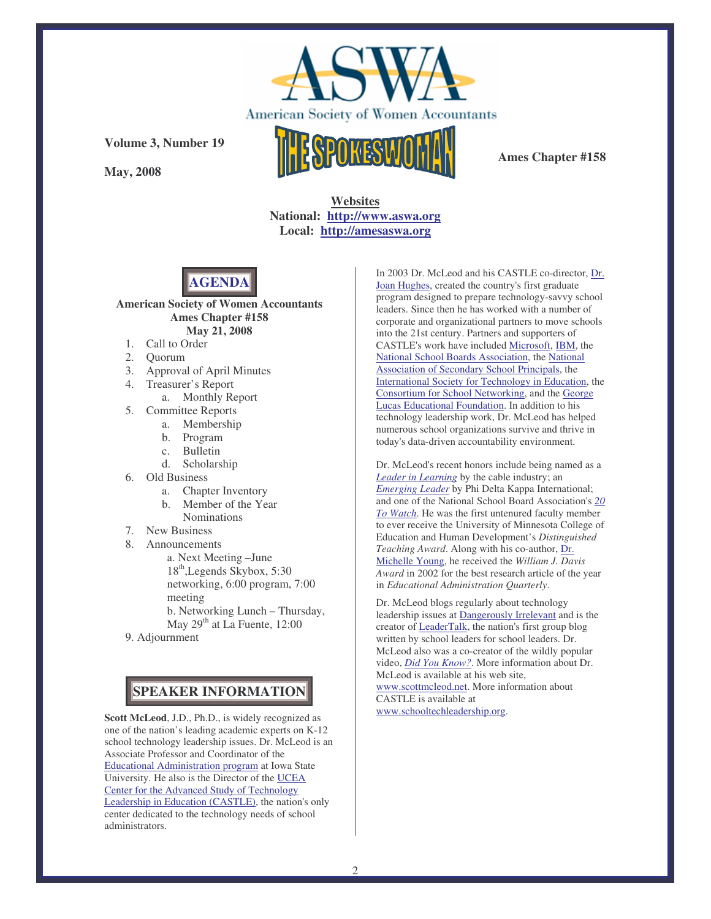American Society of Women Accountants

**Volume 3, Number 19**

**May, 2008**

# THE SPOKESWOMAN

**Ames Chapter #158**

**Websites**
**National: http://www.aswa.org**
**Local: http://amesaswa.org**

## AGENDA

**American Society of Women Accountants**
**Ames Chapter #158**
**May 21, 2008**

1. Call to Order
2. Quorum
3. Approval of April Minutes
4. Treasurer's Report
   a. Monthly Report
5. Committee Reports
   a. Membership
   b. Program
   c. Bulletin
   d. Scholarship
6. Old Business
   a. Chapter Inventory
   b. Member of the Year Nominations
7. New Business
8. Announcements
   a. Next Meeting –June 18th, Legends Skybox, 5:30 networking, 6:00 program, 7:00 meeting
   b. Networking Lunch – Thursday, May 29th at La Fuente, 12:00
9. Adjournment

## SPEAKER INFORMATION

**Scott McLeod**, J.D., Ph.D., is widely recognized as one of the nation's leading academic experts on K-12 school technology leadership issues. Dr. McLeod is an Associate Professor and Coordinator of the Educational Administration program at Iowa State University. He also is the Director of the UCEA Center for the Advanced Study of Technology Leadership in Education (CASTLE), the nation's only center dedicated to the technology needs of school administrators.

In 2003 Dr. McLeod and his CASTLE co-director, Dr. Joan Hughes, created the country's first graduate program designed to prepare technology-savvy school leaders. Since then he has worked with a number of corporate and organizational partners to move schools into the 21st century. Partners and supporters of CASTLE's work have included Microsoft, IBM, the National School Boards Association, the National Association of Secondary School Principals, the International Society for Technology in Education, the Consortium for School Networking, and the George Lucas Educational Foundation. In addition to his technology leadership work, Dr. McLeod has helped numerous school organizations survive and thrive in today's data-driven accountability environment.

Dr. McLeod's recent honors include being named as a *Leader in Learning* by the cable industry; an *Emerging Leader* by Phi Delta Kappa International; and one of the National School Board Association's *20 To Watch*. He was the first untenured faculty member to ever receive the University of Minnesota College of Education and Human Development's *Distinguished Teaching Award*. Along with his co-author, Dr. Michelle Young, he received the *William J. Davis Award* in 2002 for the best research article of the year in *Educational Administration Quarterly*.

Dr. McLeod blogs regularly about technology leadership issues at Dangerously Irrelevant and is the creator of LeaderTalk, the nation's first group blog written by school leaders for school leaders. Dr. McLeod also was a co-creator of the wildly popular video, *Did You Know?*. More information about Dr. McLeod is available at his web site, www.scottmcleod.net. More information about CASTLE is available at www.schooltechleadership.org.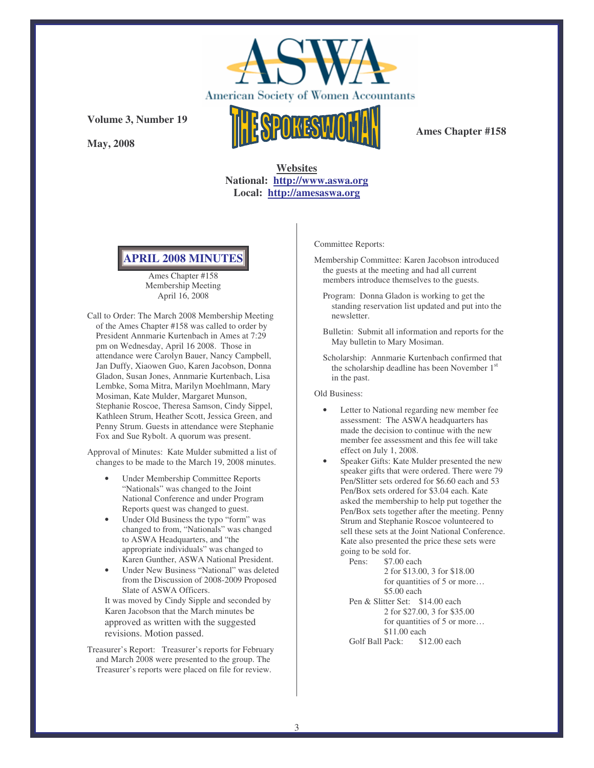American Society of Women Accountants

**Volume 3, Number 19**

**May, 2008**

# THE SPOKESWOMAN

**Ames Chapter #158**

**Websites**
**National: http://www.aswa.org**
**Local: http://amesaswa.org**

## APRIL 2008 MINUTES

Ames Chapter #158
Membership Meeting
April 16, 2008

Call to Order: The March 2008 Membership Meeting of the Ames Chapter #158 was called to order by President Annmarie Kurtenbach in Ames at 7:29 pm on Wednesday, April 16 2008. Those in attendance were Carolyn Bauer, Nancy Campbell, Jan Duffy, Xiaowen Guo, Karen Jacobson, Donna Gladon, Susan Jones, Annmarie Kurtenbach, Lisa Lembke, Soma Mitra, Marilyn Moehlmann, Mary Mosiman, Kate Mulder, Margaret Munson, Stephanie Roscoe, Theresa Samson, Cindy Sippel, Kathleen Strum, Heather Scott, Jessica Green, and Penny Strum. Guests in attendance were Stephanie Fox and Sue Rybolt. A quorum was present.

Approval of Minutes: Kate Mulder submitted a list of changes to be made to the March 19, 2008 minutes.

- Under Membership Committee Reports "Nationals" was changed to the Joint National Conference and under Program Reports quest was changed to guest.
- Under Old Business the typo "form" was changed to from, "Nationals" was changed to ASWA Headquarters, and "the appropriate individuals" was changed to Karen Gunther, ASWA National President.
- Under New Business "National" was deleted from the Discussion of 2008-2009 Proposed Slate of ASWA Officers.

It was moved by Cindy Sipple and seconded by Karen Jacobson that the March minutes be approved as written with the suggested revisions. Motion passed.

Treasurer's Report: Treasurer's reports for February and March 2008 were presented to the group. The Treasurer's reports were placed on file for review.

Committee Reports:

Membership Committee: Karen Jacobson introduced the guests at the meeting and had all current members introduce themselves to the guests.

Program: Donna Gladon is working to get the standing reservation list updated and put into the newsletter.

Bulletin: Submit all information and reports for the May bulletin to Mary Mosiman.

Scholarship: Annmarie Kurtenbach confirmed that the scholarship deadline has been November 1st in the past.

Old Business:

- Letter to National regarding new member fee assessment: The ASWA headquarters has made the decision to continue with the new member fee assessment and this fee will take effect on July 1, 2008.
- Speaker Gifts: Kate Mulder presented the new speaker gifts that were ordered. There were 79 Pen/Slitter sets ordered for $6.60 each and 53 Pen/Box sets ordered for $3.04 each. Kate asked the membership to help put together the Pen/Box sets together after the meeting. Penny Strum and Stephanie Roscoe volunteered to sell these sets at the Joint National Conference. Kate also presented the price these sets were going to be sold for.

  Pens: $7.00 each
  2 for $13.00, 3 for $18.00
  for quantities of 5 or more… $5.00 each

  Pen & Slitter Set: $14.00 each
  2 for $27.00, 3 for $35.00
  for quantities of 5 or more… $11.00 each

  Golf Ball Pack: $12.00 each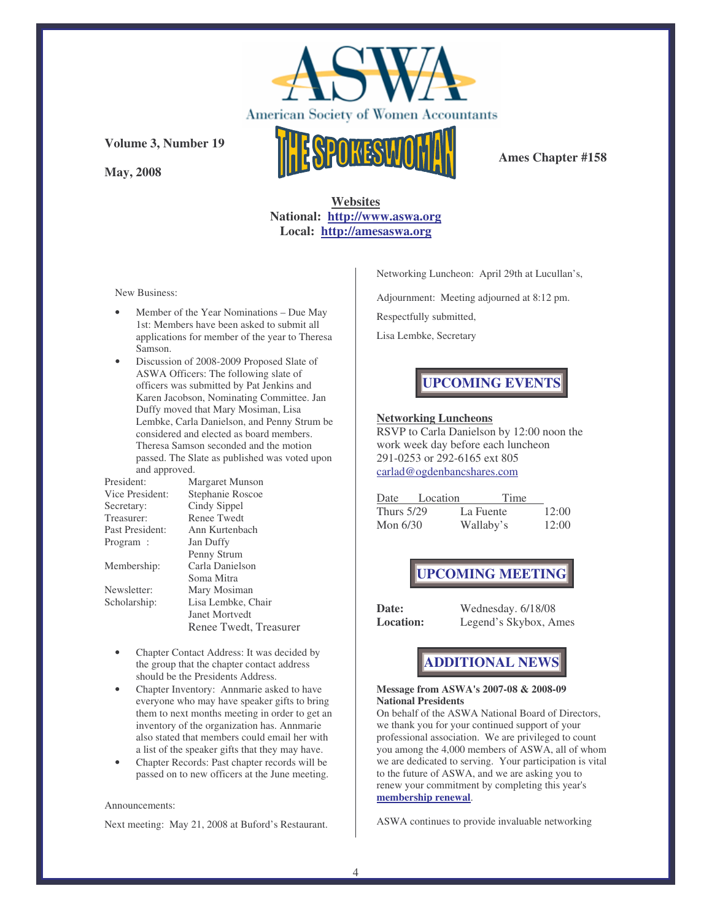# ASWA

American Society of Women Accountants

**Volume 3, Number 19**

**May, 2008**

## THE SPOKESWOMAN

**Ames Chapter #158**

**Websites**
**National: http://www.aswa.org**
**Local: http://amesaswa.org**

New Business:

- Member of the Year Nominations – Due May 1st: Members have been asked to submit all applications for member of the year to Theresa Samson.
- Discussion of 2008-2009 Proposed Slate of ASWA Officers: The following slate of officers was submitted by Pat Jenkins and Karen Jacobson, Nominating Committee. Jan Duffy moved that Mary Mosiman, Lisa Lembke, Carla Danielson, and Penny Strum be considered and elected as board members. Theresa Samson seconded and the motion passed. The Slate as published was voted upon and approved.

| | |
|---|---|
| President: | Margaret Munson |
| Vice President: | Stephanie Roscoe |
| Secretary: | Cindy Sippel |
| Treasurer: | Renee Twedt |
| Past President: | Ann Kurtenbach |
| Program : | Jan Duffy |
| | Penny Strum |
| Membership: | Carla Danielson |
| | Soma Mitra |
| Newsletter: | Mary Mosiman |
| Scholarship: | Lisa Lembke, Chair |
| | Janet Mortvedt |
| | Renee Twedt, Treasurer |

- Chapter Contact Address: It was decided by the group that the chapter contact address should be the Presidents Address.
- Chapter Inventory: Annmarie asked to have everyone who may have speaker gifts to bring them to next months meeting in order to get an inventory of the organization has. Annmarie also stated that members could email her with a list of the speaker gifts that they may have.
- Chapter Records: Past chapter records will be passed on to new officers at the June meeting.

Announcements:

Next meeting: May 21, 2008 at Buford's Restaurant.

Networking Luncheon: April 29th at Lucullan's,

Adjournment: Meeting adjourned at 8:12 pm.

Respectfully submitted,

Lisa Lembke, Secretary

## UPCOMING EVENTS

**Networking Luncheons**

RSVP to Carla Danielson by 12:00 noon the work week day before each luncheon
291-0253 or 292-6165 ext 805
carlad@ogdenbancshares.com

| Date | Location | Time |
|---|---|---|
| Thurs 5/29 | La Fuente | 12:00 |
| Mon 6/30 | Wallaby's | 12:00 |

## UPCOMING MEETING

**Date:** Wednesday. 6/18/08
**Location:** Legend's Skybox, Ames

## ADDITIONAL NEWS

**Message from ASWA's 2007-08 & 2008-09 National Presidents**

On behalf of the ASWA National Board of Directors, we thank you for your continued support of your professional association. We are privileged to count you among the 4,000 members of ASWA, all of whom we are dedicated to serving. Your participation is vital to the future of ASWA, and we are asking you to renew your commitment by completing this year's **membership renewal**.

ASWA continues to provide invaluable networking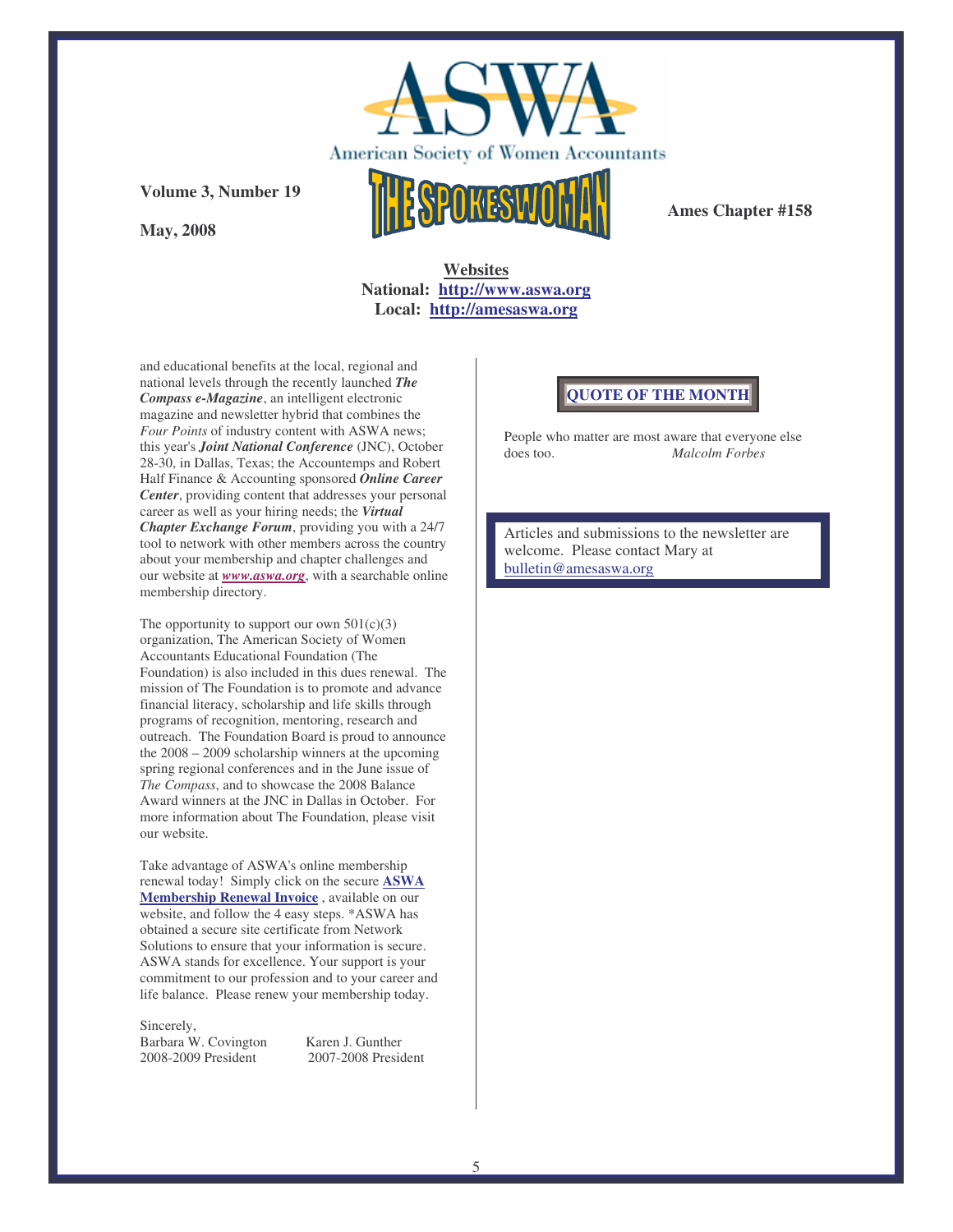Volume 3, Number 19

May, 2008

THE SPOKESWOMAN

Ames Chapter #158

**Websites**
**National: http://www.aswa.org**
**Local: http://amesaswa.org**

and educational benefits at the local, regional and national levels through the recently launched ***The Compass e-Magazine***, an intelligent electronic magazine and newsletter hybrid that combines the *Four Points* of industry content with ASWA news; this year's ***Joint National Conference*** (JNC), October 28-30, in Dallas, Texas; the Accountemps and Robert Half Finance & Accounting sponsored ***Online Career Center***, providing content that addresses your personal career as well as your hiring needs; the ***Virtual Chapter Exchange Forum***, providing you with a 24/7 tool to network with other members across the country about your membership and chapter challenges and our website at ***www.aswa.org***, with a searchable online membership directory.

The opportunity to support our own 501(c)(3) organization, The American Society of Women Accountants Educational Foundation (The Foundation) is also included in this dues renewal. The mission of The Foundation is to promote and advance financial literacy, scholarship and life skills through programs of recognition, mentoring, research and outreach. The Foundation Board is proud to announce the 2008 – 2009 scholarship winners at the upcoming spring regional conferences and in the June issue of *The Compass*, and to showcase the 2008 Balance Award winners at the JNC in Dallas in October. For more information about The Foundation, please visit our website.

Take advantage of ASWA's online membership renewal today! Simply click on the secure **ASWA Membership Renewal Invoice** , available on our website, and follow the 4 easy steps. *ASWA has obtained a secure site certificate from Network Solutions to ensure that your information is secure. ASWA stands for excellence. Your support is your commitment to our profession and to your career and life balance. Please renew your membership today.

Sincerely,

| | |
|---|---|
| Barbara W. Covington | Karen J. Gunther |
| 2008-2009 President | 2007-2008 President |

**QUOTE OF THE MONTH**

People who matter are most aware that everyone else does too. *Malcolm Forbes*

Articles and submissions to the newsletter are welcome. Please contact Mary at bulletin@amesaswa.org